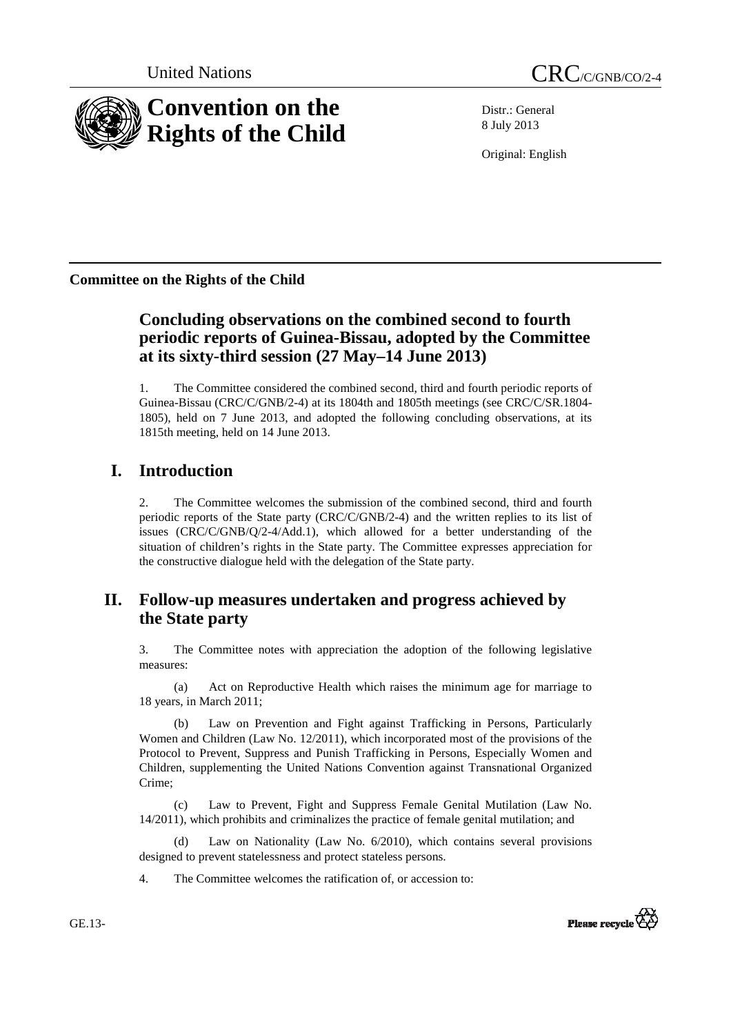United Nations CRC/C/GNB/CO/2-4

# Convention on the Rights of the Child

Distr.: General
8 July 2013

Original: English

**Committee on the Rights of the Child**

## Concluding observations on the combined second to fourth periodic reports of Guinea-Bissau, adopted by the Committee at its sixty-third session (27 May–14 June 2013)

1. The Committee considered the combined second, third and fourth periodic reports of Guinea-Bissau (CRC/C/GNB/2-4) at its 1804th and 1805th meetings (see CRC/C/SR.1804-1805), held on 7 June 2013, and adopted the following concluding observations, at its 1815th meeting, held on 14 June 2013.

## I. Introduction

2. The Committee welcomes the submission of the combined second, third and fourth periodic reports of the State party (CRC/C/GNB/2-4) and the written replies to its list of issues (CRC/C/GNB/Q/2-4/Add.1), which allowed for a better understanding of the situation of children's rights in the State party. The Committee expresses appreciation for the constructive dialogue held with the delegation of the State party.

## II. Follow-up measures undertaken and progress achieved by the State party

3. The Committee notes with appreciation the adoption of the following legislative measures:

(a) Act on Reproductive Health which raises the minimum age for marriage to 18 years, in March 2011;

(b) Law on Prevention and Fight against Trafficking in Persons, Particularly Women and Children (Law No. 12/2011), which incorporated most of the provisions of the Protocol to Prevent, Suppress and Punish Trafficking in Persons, Especially Women and Children, supplementing the United Nations Convention against Transnational Organized Crime;

(c) Law to Prevent, Fight and Suppress Female Genital Mutilation (Law No. 14/2011), which prohibits and criminalizes the practice of female genital mutilation; and

(d) Law on Nationality (Law No. 6/2010), which contains several provisions designed to prevent statelessness and protect stateless persons.

4. The Committee welcomes the ratification of, or accession to: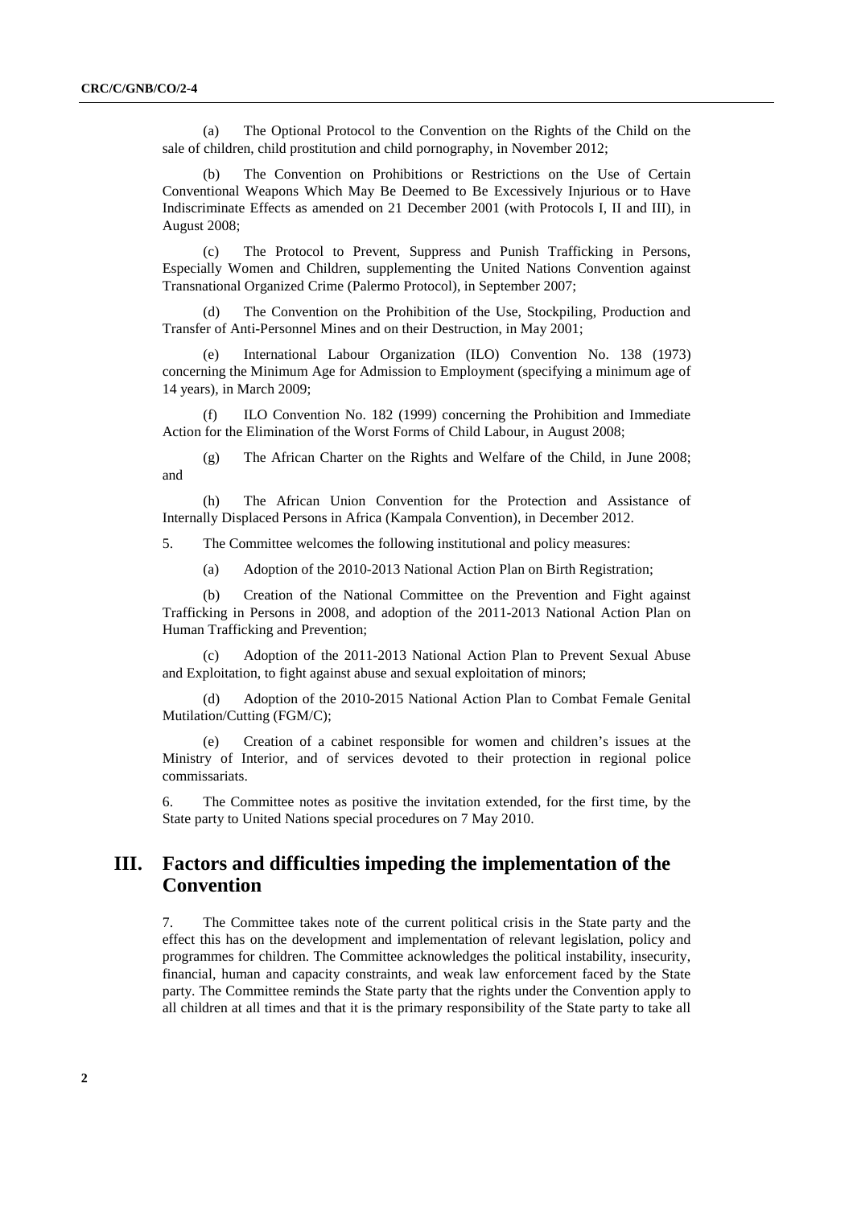(a) The Optional Protocol to the Convention on the Rights of the Child on the sale of children, child prostitution and child pornography, in November 2012;

(b) The Convention on Prohibitions or Restrictions on the Use of Certain Conventional Weapons Which May Be Deemed to Be Excessively Injurious or to Have Indiscriminate Effects as amended on 21 December 2001 (with Protocols I, II and III), in August 2008;

(c) The Protocol to Prevent, Suppress and Punish Trafficking in Persons, Especially Women and Children, supplementing the United Nations Convention against Transnational Organized Crime (Palermo Protocol), in September 2007;

(d) The Convention on the Prohibition of the Use, Stockpiling, Production and Transfer of Anti-Personnel Mines and on their Destruction, in May 2001;

(e) International Labour Organization (ILO) Convention No. 138 (1973) concerning the Minimum Age for Admission to Employment (specifying a minimum age of 14 years), in March 2009;

(f) ILO Convention No. 182 (1999) concerning the Prohibition and Immediate Action for the Elimination of the Worst Forms of Child Labour, in August 2008;

(g) The African Charter on the Rights and Welfare of the Child, in June 2008; and

(h) The African Union Convention for the Protection and Assistance of Internally Displaced Persons in Africa (Kampala Convention), in December 2012.

5. The Committee welcomes the following institutional and policy measures:

(a) Adoption of the 2010-2013 National Action Plan on Birth Registration;

(b) Creation of the National Committee on the Prevention and Fight against Trafficking in Persons in 2008, and adoption of the 2011-2013 National Action Plan on Human Trafficking and Prevention;

(c) Adoption of the 2011-2013 National Action Plan to Prevent Sexual Abuse and Exploitation, to fight against abuse and sexual exploitation of minors;

(d) Adoption of the 2010-2015 National Action Plan to Combat Female Genital Mutilation/Cutting (FGM/C);

(e) Creation of a cabinet responsible for women and children's issues at the Ministry of Interior, and of services devoted to their protection in regional police commissariats.

6. The Committee notes as positive the invitation extended, for the first time, by the State party to United Nations special procedures on 7 May 2010.

## III. Factors and difficulties impeding the implementation of the Convention

7. The Committee takes note of the current political crisis in the State party and the effect this has on the development and implementation of relevant legislation, policy and programmes for children. The Committee acknowledges the political instability, insecurity, financial, human and capacity constraints, and weak law enforcement faced by the State party. The Committee reminds the State party that the rights under the Convention apply to all children at all times and that it is the primary responsibility of the State party to take all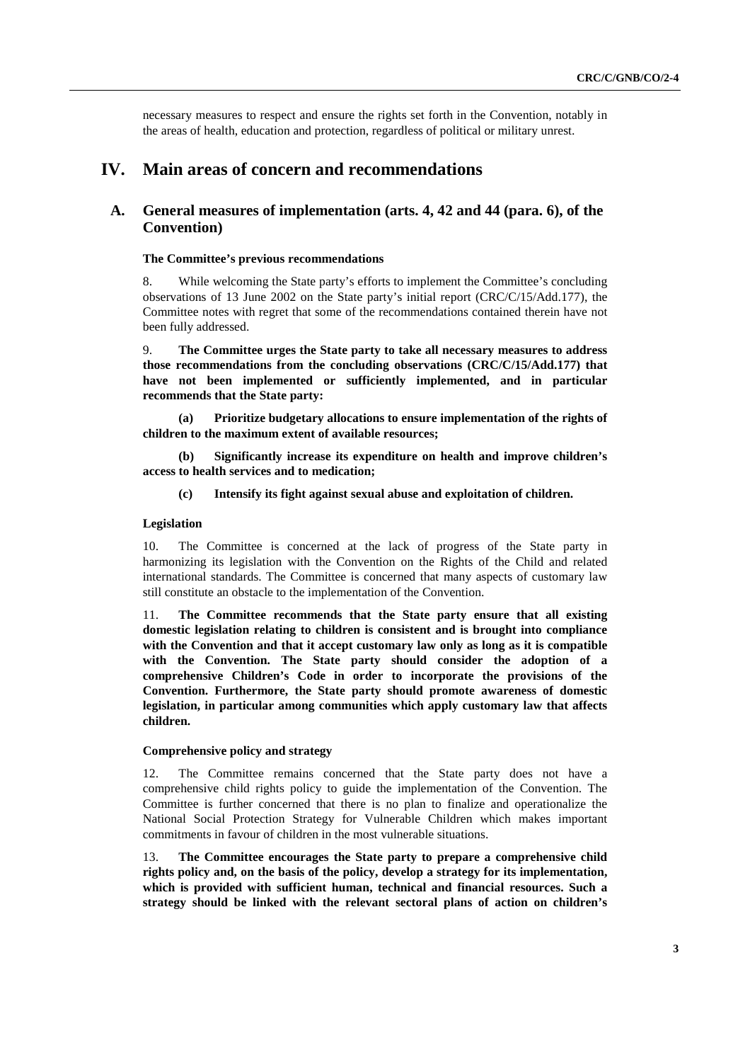necessary measures to respect and ensure the rights set forth in the Convention, notably in the areas of health, education and protection, regardless of political or military unrest.

# IV. Main areas of concern and recommendations

## A. General measures of implementation (arts. 4, 42 and 44 (para. 6), of the Convention)

### The Committee's previous recommendations

8. While welcoming the State party's efforts to implement the Committee's concluding observations of 13 June 2002 on the State party's initial report (CRC/C/15/Add.177), the Committee notes with regret that some of the recommendations contained therein have not been fully addressed.

9. **The Committee urges the State party to take all necessary measures to address those recommendations from the concluding observations (CRC/C/15/Add.177) that have not been implemented or sufficiently implemented, and in particular recommends that the State party:**

**(a) Prioritize budgetary allocations to ensure implementation of the rights of children to the maximum extent of available resources;**

**(b) Significantly increase its expenditure on health and improve children's access to health services and to medication;**

**(c) Intensify its fight against sexual abuse and exploitation of children.**

### Legislation

10. The Committee is concerned at the lack of progress of the State party in harmonizing its legislation with the Convention on the Rights of the Child and related international standards. The Committee is concerned that many aspects of customary law still constitute an obstacle to the implementation of the Convention.

11. **The Committee recommends that the State party ensure that all existing domestic legislation relating to children is consistent and is brought into compliance with the Convention and that it accept customary law only as long as it is compatible with the Convention. The State party should consider the adoption of a comprehensive Children's Code in order to incorporate the provisions of the Convention. Furthermore, the State party should promote awareness of domestic legislation, in particular among communities which apply customary law that affects children.**

### Comprehensive policy and strategy

12. The Committee remains concerned that the State party does not have a comprehensive child rights policy to guide the implementation of the Convention. The Committee is further concerned that there is no plan to finalize and operationalize the National Social Protection Strategy for Vulnerable Children which makes important commitments in favour of children in the most vulnerable situations.

13. **The Committee encourages the State party to prepare a comprehensive child rights policy and, on the basis of the policy, develop a strategy for its implementation, which is provided with sufficient human, technical and financial resources. Such a strategy should be linked with the relevant sectoral plans of action on children's**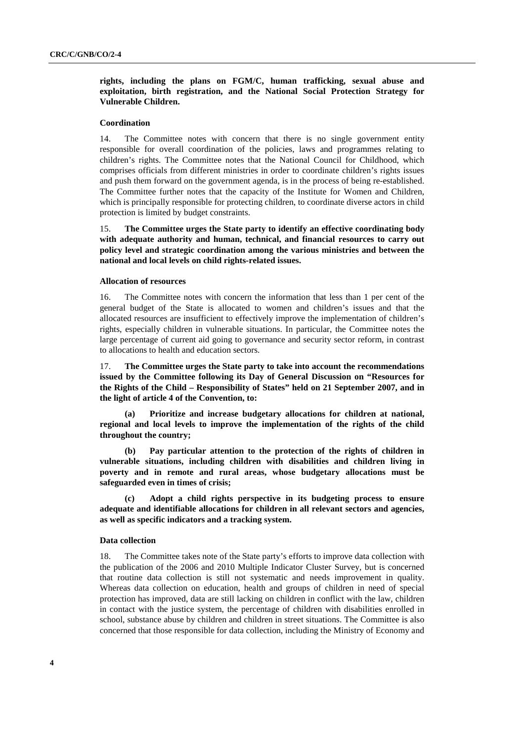**rights, including the plans on FGM/C, human trafficking, sexual abuse and exploitation, birth registration, and the National Social Protection Strategy for Vulnerable Children.**

### Coordination

14. The Committee notes with concern that there is no single government entity responsible for overall coordination of the policies, laws and programmes relating to children's rights. The Committee notes that the National Council for Childhood, which comprises officials from different ministries in order to coordinate children's rights issues and push them forward on the government agenda, is in the process of being re-established. The Committee further notes that the capacity of the Institute for Women and Children, which is principally responsible for protecting children, to coordinate diverse actors in child protection is limited by budget constraints.

15. **The Committee urges the State party to identify an effective coordinating body with adequate authority and human, technical, and financial resources to carry out policy level and strategic coordination among the various ministries and between the national and local levels on child rights-related issues.**

### Allocation of resources

16. The Committee notes with concern the information that less than 1 per cent of the general budget of the State is allocated to women and children's issues and that the allocated resources are insufficient to effectively improve the implementation of children's rights, especially children in vulnerable situations. In particular, the Committee notes the large percentage of current aid going to governance and security sector reform, in contrast to allocations to health and education sectors.

17. **The Committee urges the State party to take into account the recommendations issued by the Committee following its Day of General Discussion on "Resources for the Rights of the Child – Responsibility of States" held on 21 September 2007, and in the light of article 4 of the Convention, to:**

**(a) Prioritize and increase budgetary allocations for children at national, regional and local levels to improve the implementation of the rights of the child throughout the country;**

**(b) Pay particular attention to the protection of the rights of children in vulnerable situations, including children with disabilities and children living in poverty and in remote and rural areas, whose budgetary allocations must be safeguarded even in times of crisis;**

**(c) Adopt a child rights perspective in its budgeting process to ensure adequate and identifiable allocations for children in all relevant sectors and agencies, as well as specific indicators and a tracking system.**

### Data collection

18. The Committee takes note of the State party's efforts to improve data collection with the publication of the 2006 and 2010 Multiple Indicator Cluster Survey, but is concerned that routine data collection is still not systematic and needs improvement in quality. Whereas data collection on education, health and groups of children in need of special protection has improved, data are still lacking on children in conflict with the law, children in contact with the justice system, the percentage of children with disabilities enrolled in school, substance abuse by children and children in street situations. The Committee is also concerned that those responsible for data collection, including the Ministry of Economy and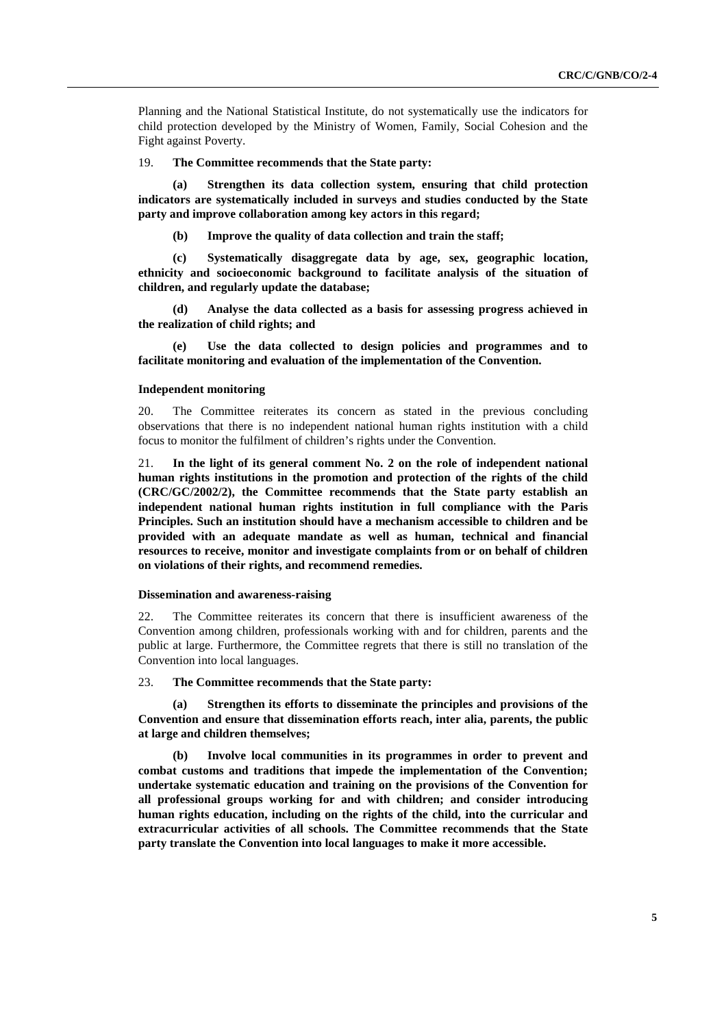Planning and the National Statistical Institute, do not systematically use the indicators for child protection developed by the Ministry of Women, Family, Social Cohesion and the Fight against Poverty.

19. **The Committee recommends that the State party:**

**(a) Strengthen its data collection system, ensuring that child protection indicators are systematically included in surveys and studies conducted by the State party and improve collaboration among key actors in this regard;**

**(b) Improve the quality of data collection and train the staff;**

**(c) Systematically disaggregate data by age, sex, geographic location, ethnicity and socioeconomic background to facilitate analysis of the situation of children, and regularly update the database;**

**(d) Analyse the data collected as a basis for assessing progress achieved in the realization of child rights; and**

**(e) Use the data collected to design policies and programmes and to facilitate monitoring and evaluation of the implementation of the Convention.**

#### Independent monitoring

20. The Committee reiterates its concern as stated in the previous concluding observations that there is no independent national human rights institution with a child focus to monitor the fulfilment of children's rights under the Convention.

21. **In the light of its general comment No. 2 on the role of independent national human rights institutions in the promotion and protection of the rights of the child (CRC/GC/2002/2), the Committee recommends that the State party establish an independent national human rights institution in full compliance with the Paris Principles. Such an institution should have a mechanism accessible to children and be provided with an adequate mandate as well as human, technical and financial resources to receive, monitor and investigate complaints from or on behalf of children on violations of their rights, and recommend remedies.**

#### Dissemination and awareness-raising

22. The Committee reiterates its concern that there is insufficient awareness of the Convention among children, professionals working with and for children, parents and the public at large. Furthermore, the Committee regrets that there is still no translation of the Convention into local languages.

23. **The Committee recommends that the State party:**

**(a) Strengthen its efforts to disseminate the principles and provisions of the Convention and ensure that dissemination efforts reach, inter alia, parents, the public at large and children themselves;**

**(b) Involve local communities in its programmes in order to prevent and combat customs and traditions that impede the implementation of the Convention; undertake systematic education and training on the provisions of the Convention for all professional groups working for and with children; and consider introducing human rights education, including on the rights of the child, into the curricular and extracurricular activities of all schools. The Committee recommends that the State party translate the Convention into local languages to make it more accessible.**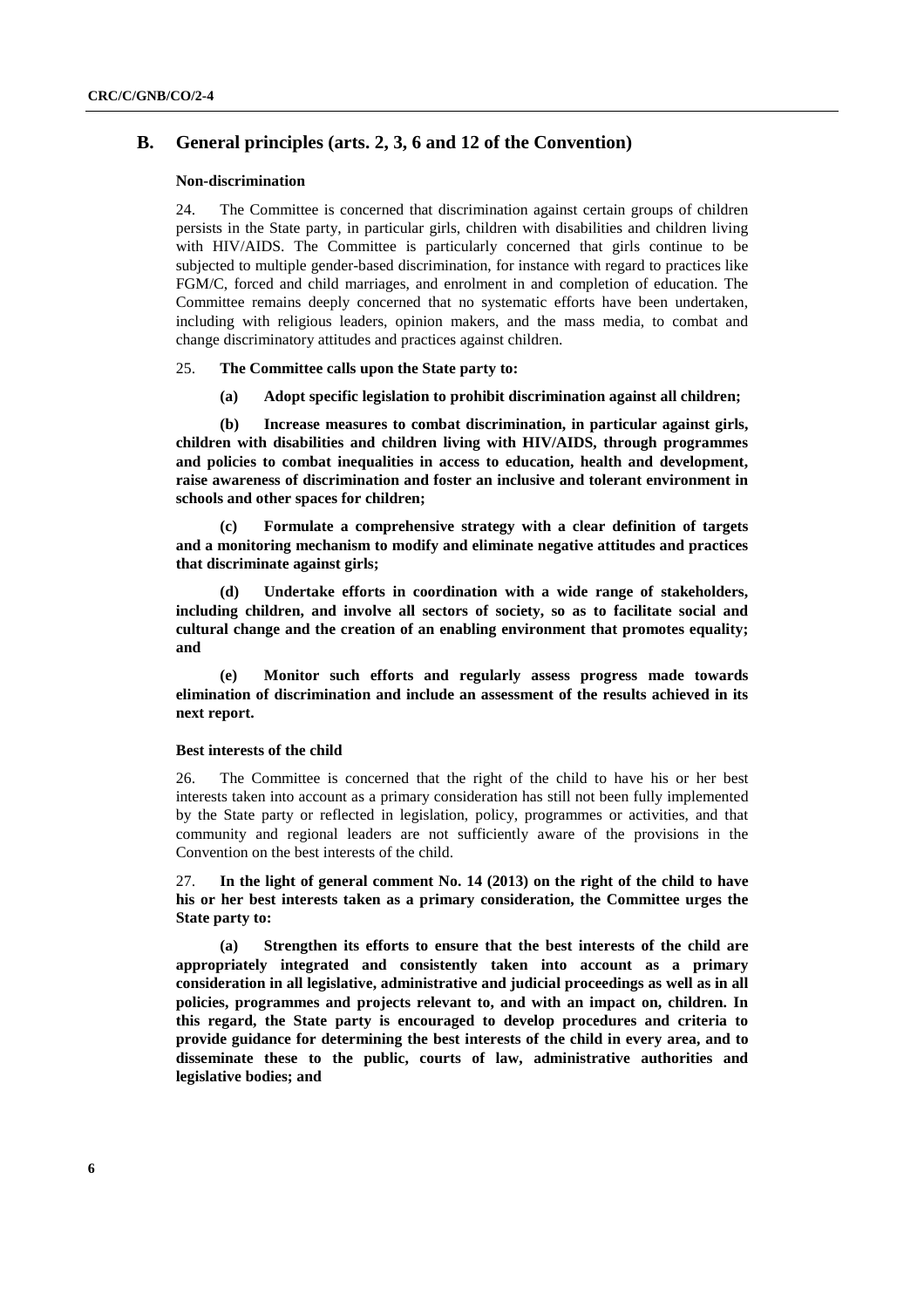## B. General principles (arts. 2, 3, 6 and 12 of the Convention)

### Non-discrimination

24. The Committee is concerned that discrimination against certain groups of children persists in the State party, in particular girls, children with disabilities and children living with HIV/AIDS. The Committee is particularly concerned that girls continue to be subjected to multiple gender-based discrimination, for instance with regard to practices like FGM/C, forced and child marriages, and enrolment in and completion of education. The Committee remains deeply concerned that no systematic efforts have been undertaken, including with religious leaders, opinion makers, and the mass media, to combat and change discriminatory attitudes and practices against children.

25. **The Committee calls upon the State party to:**

**(a) Adopt specific legislation to prohibit discrimination against all children;**

**(b) Increase measures to combat discrimination, in particular against girls, children with disabilities and children living with HIV/AIDS, through programmes and policies to combat inequalities in access to education, health and development, raise awareness of discrimination and foster an inclusive and tolerant environment in schools and other spaces for children;**

**(c) Formulate a comprehensive strategy with a clear definition of targets and a monitoring mechanism to modify and eliminate negative attitudes and practices that discriminate against girls;**

**(d) Undertake efforts in coordination with a wide range of stakeholders, including children, and involve all sectors of society, so as to facilitate social and cultural change and the creation of an enabling environment that promotes equality; and**

**(e) Monitor such efforts and regularly assess progress made towards elimination of discrimination and include an assessment of the results achieved in its next report.**

### Best interests of the child

26. The Committee is concerned that the right of the child to have his or her best interests taken into account as a primary consideration has still not been fully implemented by the State party or reflected in legislation, policy, programmes or activities, and that community and regional leaders are not sufficiently aware of the provisions in the Convention on the best interests of the child.

27. **In the light of general comment No. 14 (2013) on the right of the child to have his or her best interests taken as a primary consideration, the Committee urges the State party to:**

**(a) Strengthen its efforts to ensure that the best interests of the child are appropriately integrated and consistently taken into account as a primary consideration in all legislative, administrative and judicial proceedings as well as in all policies, programmes and projects relevant to, and with an impact on, children. In this regard, the State party is encouraged to develop procedures and criteria to provide guidance for determining the best interests of the child in every area, and to disseminate these to the public, courts of law, administrative authorities and legislative bodies; and**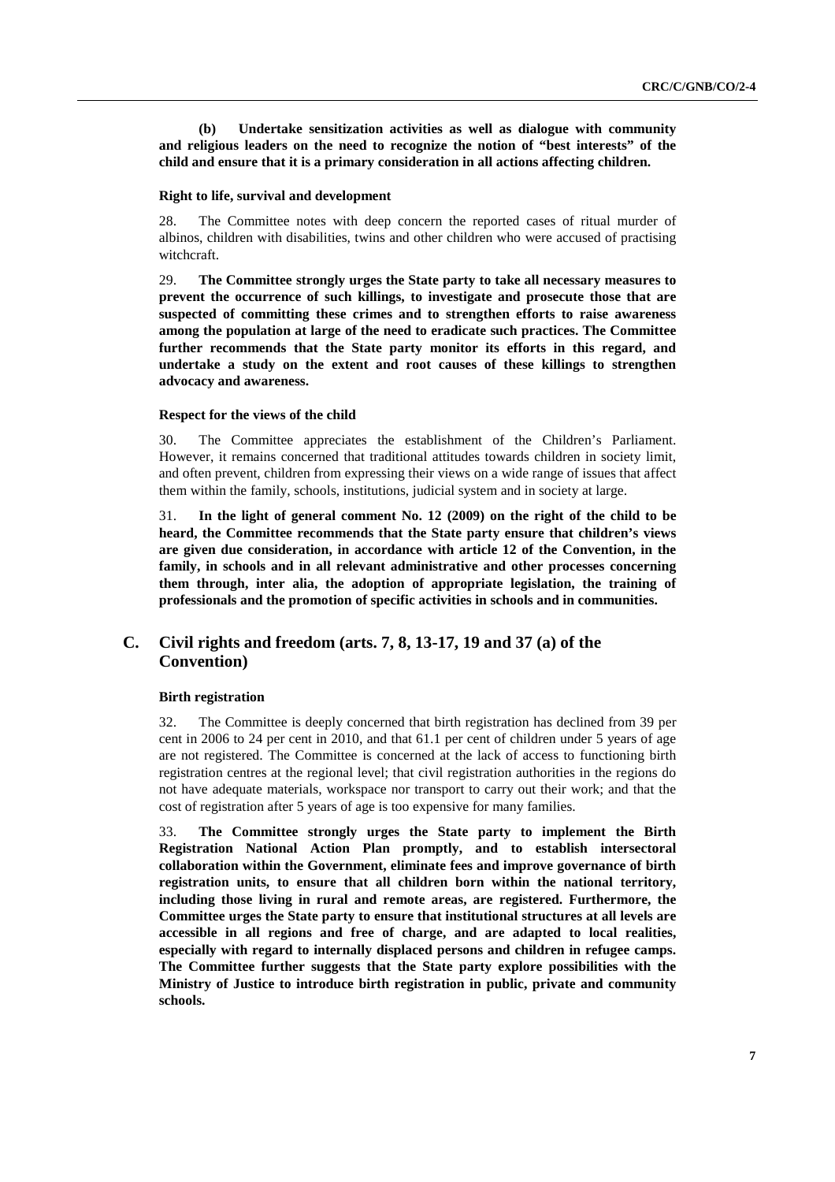**(b) Undertake sensitization activities as well as dialogue with community and religious leaders on the need to recognize the notion of "best interests" of the child and ensure that it is a primary consideration in all actions affecting children.**

#### Right to life, survival and development

28. The Committee notes with deep concern the reported cases of ritual murder of albinos, children with disabilities, twins and other children who were accused of practising witchcraft.

29. **The Committee strongly urges the State party to take all necessary measures to prevent the occurrence of such killings, to investigate and prosecute those that are suspected of committing these crimes and to strengthen efforts to raise awareness among the population at large of the need to eradicate such practices. The Committee further recommends that the State party monitor its efforts in this regard, and undertake a study on the extent and root causes of these killings to strengthen advocacy and awareness.**

#### Respect for the views of the child

30. The Committee appreciates the establishment of the Children's Parliament. However, it remains concerned that traditional attitudes towards children in society limit, and often prevent, children from expressing their views on a wide range of issues that affect them within the family, schools, institutions, judicial system and in society at large.

31. **In the light of general comment No. 12 (2009) on the right of the child to be heard, the Committee recommends that the State party ensure that children's views are given due consideration, in accordance with article 12 of the Convention, in the family, in schools and in all relevant administrative and other processes concerning them through, inter alia, the adoption of appropriate legislation, the training of professionals and the promotion of specific activities in schools and in communities.**

## C. Civil rights and freedom (arts. 7, 8, 13-17, 19 and 37 (a) of the Convention)

#### Birth registration

32. The Committee is deeply concerned that birth registration has declined from 39 per cent in 2006 to 24 per cent in 2010, and that 61.1 per cent of children under 5 years of age are not registered. The Committee is concerned at the lack of access to functioning birth registration centres at the regional level; that civil registration authorities in the regions do not have adequate materials, workspace nor transport to carry out their work; and that the cost of registration after 5 years of age is too expensive for many families.

33. **The Committee strongly urges the State party to implement the Birth Registration National Action Plan promptly, and to establish intersectoral collaboration within the Government, eliminate fees and improve governance of birth registration units, to ensure that all children born within the national territory, including those living in rural and remote areas, are registered. Furthermore, the Committee urges the State party to ensure that institutional structures at all levels are accessible in all regions and free of charge, and are adapted to local realities, especially with regard to internally displaced persons and children in refugee camps. The Committee further suggests that the State party explore possibilities with the Ministry of Justice to introduce birth registration in public, private and community schools.**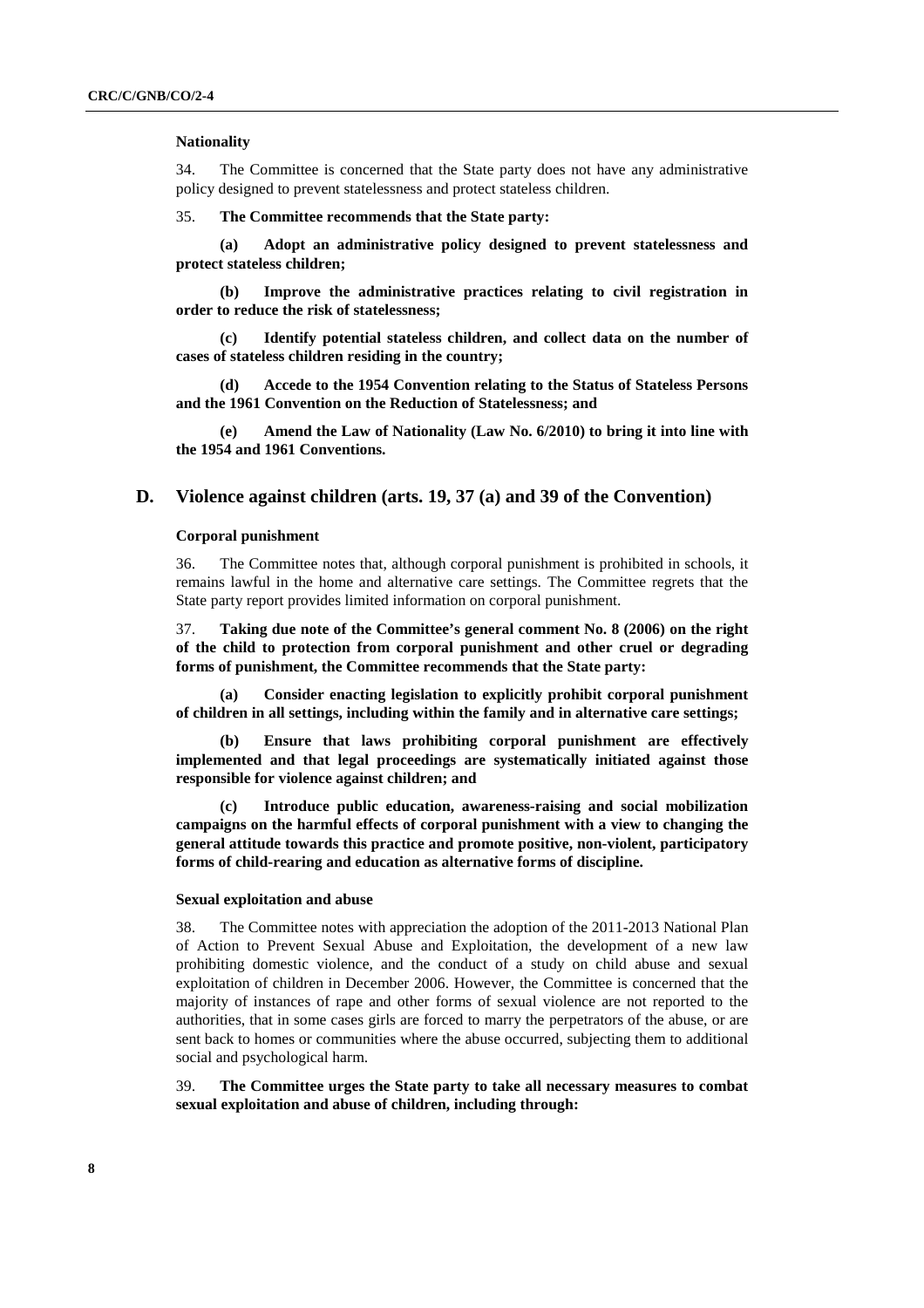#### Nationality

34. The Committee is concerned that the State party does not have any administrative policy designed to prevent statelessness and protect stateless children.

35. **The Committee recommends that the State party:**

**(a) Adopt an administrative policy designed to prevent statelessness and protect stateless children;**

**(b) Improve the administrative practices relating to civil registration in order to reduce the risk of statelessness;**

**(c) Identify potential stateless children, and collect data on the number of cases of stateless children residing in the country;**

**(d) Accede to the 1954 Convention relating to the Status of Stateless Persons and the 1961 Convention on the Reduction of Statelessness; and**

**(e) Amend the Law of Nationality (Law No. 6/2010) to bring it into line with the 1954 and 1961 Conventions.**

## D. Violence against children (arts. 19, 37 (a) and 39 of the Convention)

#### Corporal punishment

36. The Committee notes that, although corporal punishment is prohibited in schools, it remains lawful in the home and alternative care settings. The Committee regrets that the State party report provides limited information on corporal punishment.

37. **Taking due note of the Committee's general comment No. 8 (2006) on the right of the child to protection from corporal punishment and other cruel or degrading forms of punishment, the Committee recommends that the State party:**

**(a) Consider enacting legislation to explicitly prohibit corporal punishment of children in all settings, including within the family and in alternative care settings;**

**(b) Ensure that laws prohibiting corporal punishment are effectively implemented and that legal proceedings are systematically initiated against those responsible for violence against children; and**

**(c) Introduce public education, awareness-raising and social mobilization campaigns on the harmful effects of corporal punishment with a view to changing the general attitude towards this practice and promote positive, non-violent, participatory forms of child-rearing and education as alternative forms of discipline.**

#### Sexual exploitation and abuse

38. The Committee notes with appreciation the adoption of the 2011-2013 National Plan of Action to Prevent Sexual Abuse and Exploitation, the development of a new law prohibiting domestic violence, and the conduct of a study on child abuse and sexual exploitation of children in December 2006. However, the Committee is concerned that the majority of instances of rape and other forms of sexual violence are not reported to the authorities, that in some cases girls are forced to marry the perpetrators of the abuse, or are sent back to homes or communities where the abuse occurred, subjecting them to additional social and psychological harm.

39. **The Committee urges the State party to take all necessary measures to combat sexual exploitation and abuse of children, including through:**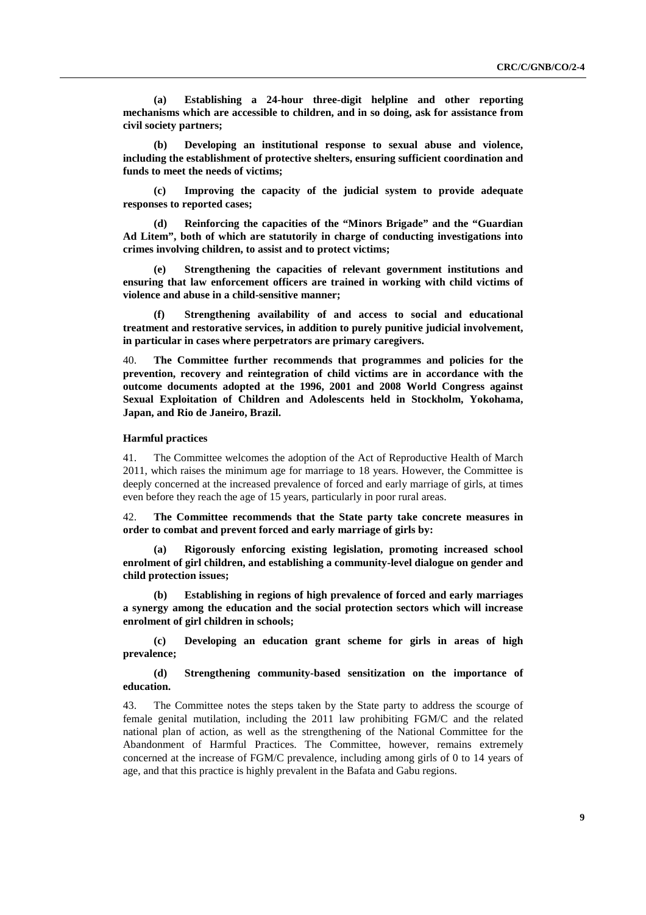**(a) Establishing a 24-hour three-digit helpline and other reporting mechanisms which are accessible to children, and in so doing, ask for assistance from civil society partners;**

**(b) Developing an institutional response to sexual abuse and violence, including the establishment of protective shelters, ensuring sufficient coordination and funds to meet the needs of victims;**

**(c) Improving the capacity of the judicial system to provide adequate responses to reported cases;**

**(d) Reinforcing the capacities of the "Minors Brigade" and the "Guardian Ad Litem", both of which are statutorily in charge of conducting investigations into crimes involving children, to assist and to protect victims;**

**(e) Strengthening the capacities of relevant government institutions and ensuring that law enforcement officers are trained in working with child victims of violence and abuse in a child-sensitive manner;**

**(f) Strengthening availability of and access to social and educational treatment and restorative services, in addition to purely punitive judicial involvement, in particular in cases where perpetrators are primary caregivers.**

40. **The Committee further recommends that programmes and policies for the prevention, recovery and reintegration of child victims are in accordance with the outcome documents adopted at the 1996, 2001 and 2008 World Congress against Sexual Exploitation of Children and Adolescents held in Stockholm, Yokohama, Japan, and Rio de Janeiro, Brazil.**

#### Harmful practices

41. The Committee welcomes the adoption of the Act of Reproductive Health of March 2011, which raises the minimum age for marriage to 18 years. However, the Committee is deeply concerned at the increased prevalence of forced and early marriage of girls, at times even before they reach the age of 15 years, particularly in poor rural areas.

42. **The Committee recommends that the State party take concrete measures in order to combat and prevent forced and early marriage of girls by:**

**(a) Rigorously enforcing existing legislation, promoting increased school enrolment of girl children, and establishing a community-level dialogue on gender and child protection issues;**

**(b) Establishing in regions of high prevalence of forced and early marriages a synergy among the education and the social protection sectors which will increase enrolment of girl children in schools;**

**(c) Developing an education grant scheme for girls in areas of high prevalence;**

**(d) Strengthening community-based sensitization on the importance of education.**

43. The Committee notes the steps taken by the State party to address the scourge of female genital mutilation, including the 2011 law prohibiting FGM/C and the related national plan of action, as well as the strengthening of the National Committee for the Abandonment of Harmful Practices. The Committee, however, remains extremely concerned at the increase of FGM/C prevalence, including among girls of 0 to 14 years of age, and that this practice is highly prevalent in the Bafata and Gabu regions.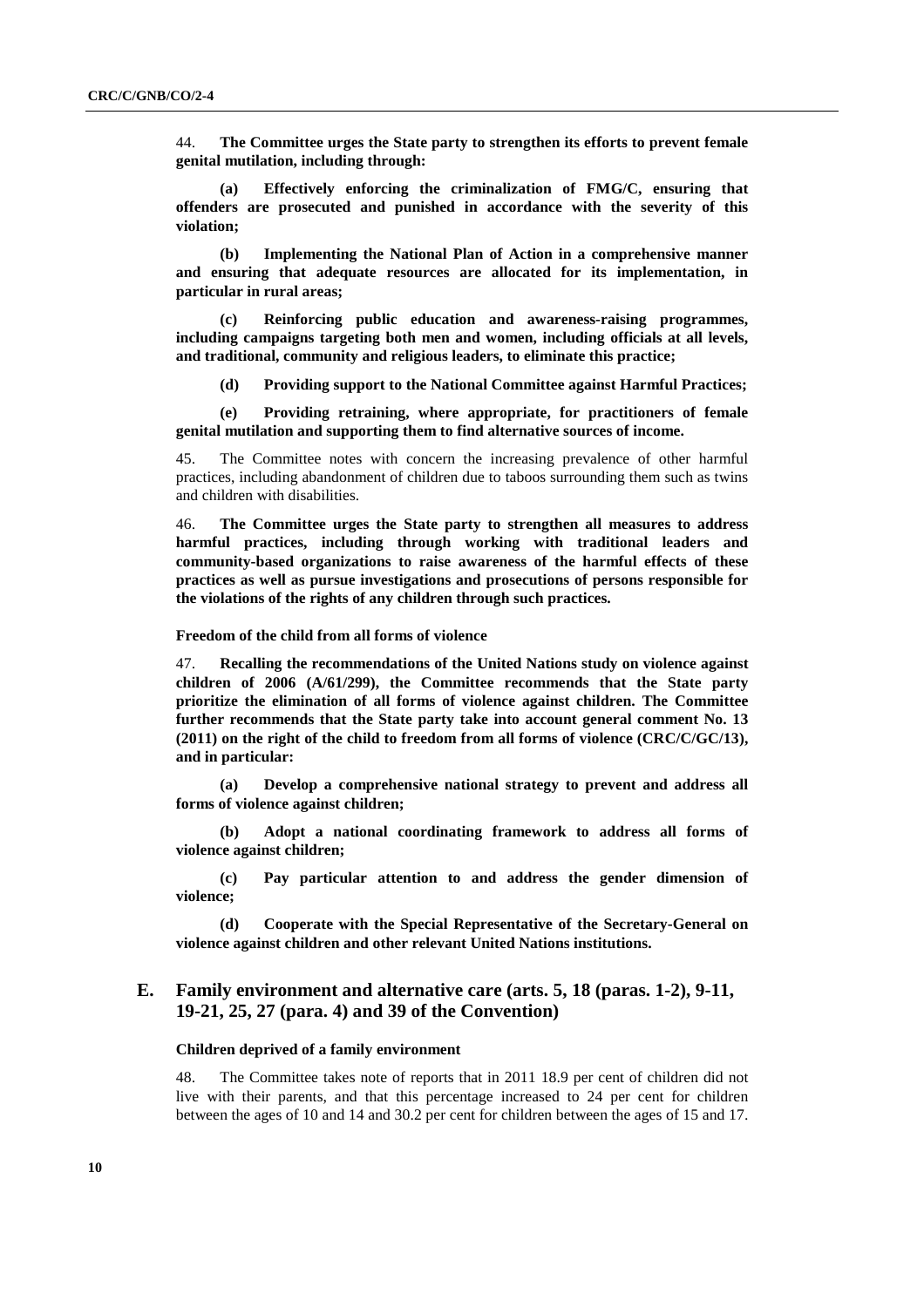44. **The Committee urges the State party to strengthen its efforts to prevent female genital mutilation, including through:**

**(a) Effectively enforcing the criminalization of FMG/C, ensuring that offenders are prosecuted and punished in accordance with the severity of this violation;**

**(b) Implementing the National Plan of Action in a comprehensive manner and ensuring that adequate resources are allocated for its implementation, in particular in rural areas;**

**(c) Reinforcing public education and awareness-raising programmes, including campaigns targeting both men and women, including officials at all levels, and traditional, community and religious leaders, to eliminate this practice;**

**(d) Providing support to the National Committee against Harmful Practices;**

**(e) Providing retraining, where appropriate, for practitioners of female genital mutilation and supporting them to find alternative sources of income.**

45. The Committee notes with concern the increasing prevalence of other harmful practices, including abandonment of children due to taboos surrounding them such as twins and children with disabilities.

46. **The Committee urges the State party to strengthen all measures to address harmful practices, including through working with traditional leaders and community-based organizations to raise awareness of the harmful effects of these practices as well as pursue investigations and prosecutions of persons responsible for the violations of the rights of any children through such practices.**

#### Freedom of the child from all forms of violence

47. **Recalling the recommendations of the United Nations study on violence against children of 2006 (A/61/299), the Committee recommends that the State party prioritize the elimination of all forms of violence against children. The Committee further recommends that the State party take into account general comment No. 13 (2011) on the right of the child to freedom from all forms of violence (CRC/C/GC/13), and in particular:**

**(a) Develop a comprehensive national strategy to prevent and address all forms of violence against children;**

**(b) Adopt a national coordinating framework to address all forms of violence against children;**

**(c) Pay particular attention to and address the gender dimension of violence;**

**(d) Cooperate with the Special Representative of the Secretary-General on violence against children and other relevant United Nations institutions.**

## E. Family environment and alternative care (arts. 5, 18 (paras. 1-2), 9-11, 19-21, 25, 27 (para. 4) and 39 of the Convention)

#### Children deprived of a family environment

48. The Committee takes note of reports that in 2011 18.9 per cent of children did not live with their parents, and that this percentage increased to 24 per cent for children between the ages of 10 and 14 and 30.2 per cent for children between the ages of 15 and 17.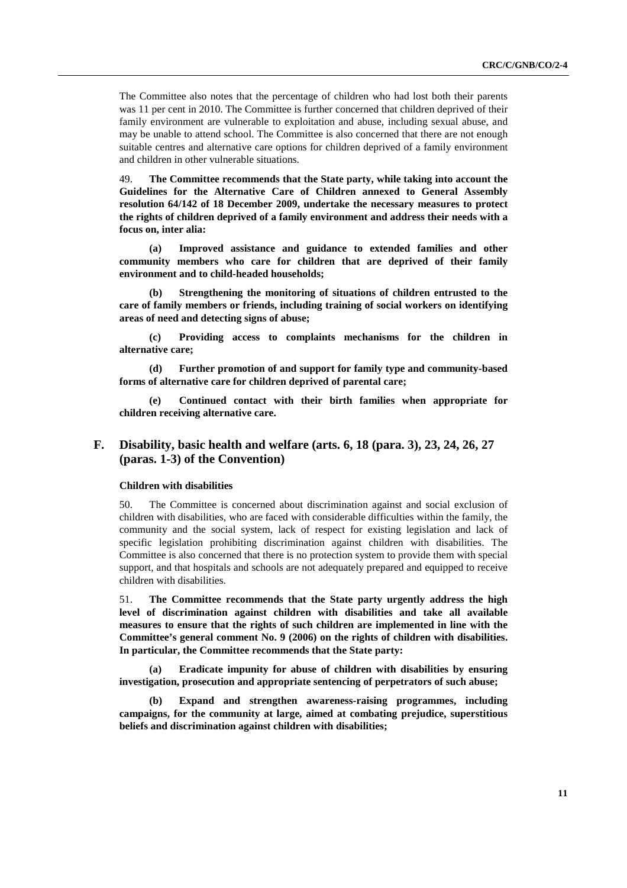The Committee also notes that the percentage of children who had lost both their parents was 11 per cent in 2010. The Committee is further concerned that children deprived of their family environment are vulnerable to exploitation and abuse, including sexual abuse, and may be unable to attend school. The Committee is also concerned that there are not enough suitable centres and alternative care options for children deprived of a family environment and children in other vulnerable situations.

49. **The Committee recommends that the State party, while taking into account the Guidelines for the Alternative Care of Children annexed to General Assembly resolution 64/142 of 18 December 2009, undertake the necessary measures to protect the rights of children deprived of a family environment and address their needs with a focus on, inter alia:**

**(a) Improved assistance and guidance to extended families and other community members who care for children that are deprived of their family environment and to child-headed households;**

**(b) Strengthening the monitoring of situations of children entrusted to the care of family members or friends, including training of social workers on identifying areas of need and detecting signs of abuse;**

**(c) Providing access to complaints mechanisms for the children in alternative care;**

**(d) Further promotion of and support for family type and community-based forms of alternative care for children deprived of parental care;**

**(e) Continued contact with their birth families when appropriate for children receiving alternative care.**

## F. Disability, basic health and welfare (arts. 6, 18 (para. 3), 23, 24, 26, 27 (paras. 1-3) of the Convention)

### Children with disabilities

50. The Committee is concerned about discrimination against and social exclusion of children with disabilities, who are faced with considerable difficulties within the family, the community and the social system, lack of respect for existing legislation and lack of specific legislation prohibiting discrimination against children with disabilities. The Committee is also concerned that there is no protection system to provide them with special support, and that hospitals and schools are not adequately prepared and equipped to receive children with disabilities.

51. **The Committee recommends that the State party urgently address the high level of discrimination against children with disabilities and take all available measures to ensure that the rights of such children are implemented in line with the Committee's general comment No. 9 (2006) on the rights of children with disabilities. In particular, the Committee recommends that the State party:**

**(a) Eradicate impunity for abuse of children with disabilities by ensuring investigation, prosecution and appropriate sentencing of perpetrators of such abuse;**

**(b) Expand and strengthen awareness-raising programmes, including campaigns, for the community at large, aimed at combating prejudice, superstitious beliefs and discrimination against children with disabilities;**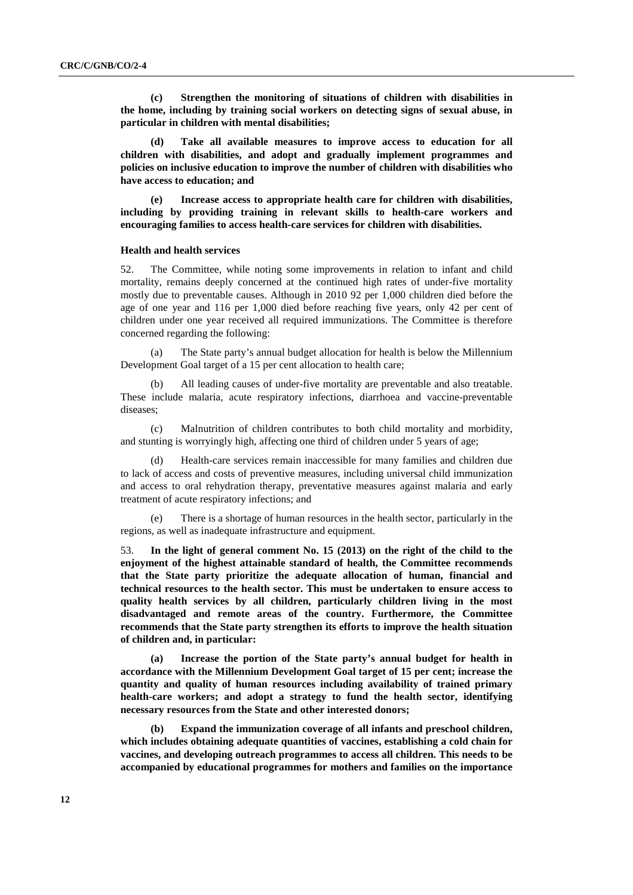**(c) Strengthen the monitoring of situations of children with disabilities in the home, including by training social workers on detecting signs of sexual abuse, in particular in children with mental disabilities;**

**(d) Take all available measures to improve access to education for all children with disabilities, and adopt and gradually implement programmes and policies on inclusive education to improve the number of children with disabilities who have access to education; and**

**(e) Increase access to appropriate health care for children with disabilities, including by providing training in relevant skills to health-care workers and encouraging families to access health-care services for children with disabilities.**

#### Health and health services

52. The Committee, while noting some improvements in relation to infant and child mortality, remains deeply concerned at the continued high rates of under-five mortality mostly due to preventable causes. Although in 2010 92 per 1,000 children died before the age of one year and 116 per 1,000 died before reaching five years, only 42 per cent of children under one year received all required immunizations. The Committee is therefore concerned regarding the following:

(a) The State party's annual budget allocation for health is below the Millennium Development Goal target of a 15 per cent allocation to health care;

(b) All leading causes of under-five mortality are preventable and also treatable. These include malaria, acute respiratory infections, diarrhoea and vaccine-preventable diseases;

(c) Malnutrition of children contributes to both child mortality and morbidity, and stunting is worryingly high, affecting one third of children under 5 years of age;

(d) Health-care services remain inaccessible for many families and children due to lack of access and costs of preventive measures, including universal child immunization and access to oral rehydration therapy, preventative measures against malaria and early treatment of acute respiratory infections; and

(e) There is a shortage of human resources in the health sector, particularly in the regions, as well as inadequate infrastructure and equipment.

53. **In the light of general comment No. 15 (2013) on the right of the child to the enjoyment of the highest attainable standard of health, the Committee recommends that the State party prioritize the adequate allocation of human, financial and technical resources to the health sector. This must be undertaken to ensure access to quality health services by all children, particularly children living in the most disadvantaged and remote areas of the country. Furthermore, the Committee recommends that the State party strengthen its efforts to improve the health situation of children and, in particular:**

**(a) Increase the portion of the State party's annual budget for health in accordance with the Millennium Development Goal target of 15 per cent; increase the quantity and quality of human resources including availability of trained primary health-care workers; and adopt a strategy to fund the health sector, identifying necessary resources from the State and other interested donors;**

**(b) Expand the immunization coverage of all infants and preschool children, which includes obtaining adequate quantities of vaccines, establishing a cold chain for vaccines, and developing outreach programmes to access all children. This needs to be accompanied by educational programmes for mothers and families on the importance**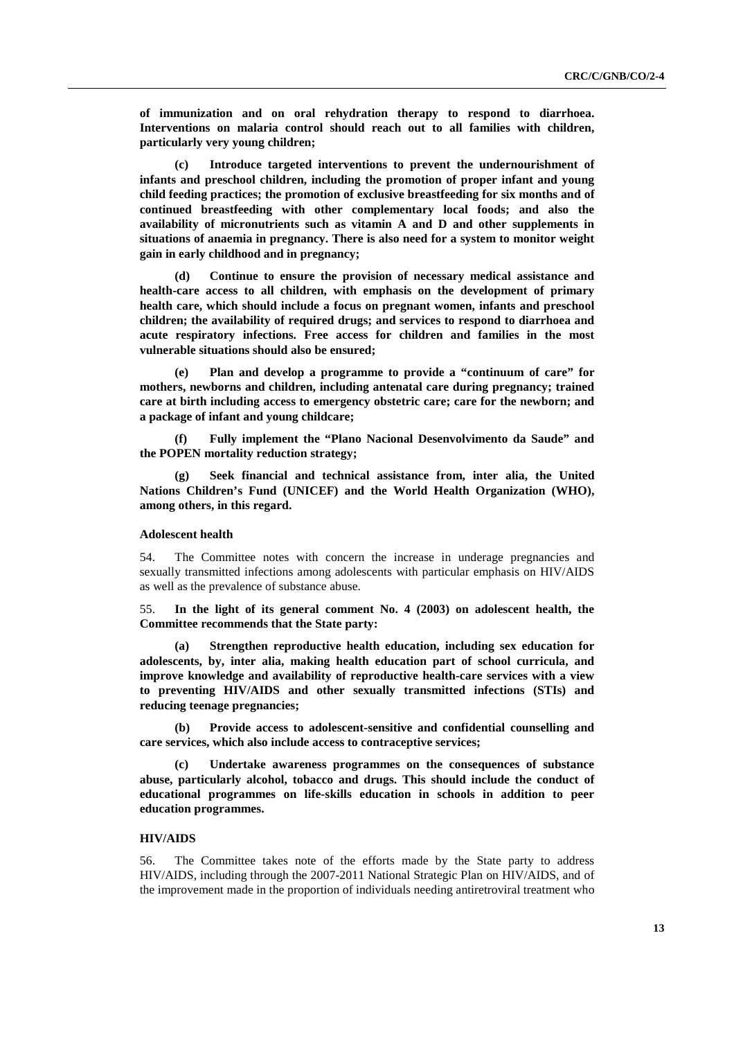**of immunization and on oral rehydration therapy to respond to diarrhoea. Interventions on malaria control should reach out to all families with children, particularly very young children;**

**(c) Introduce targeted interventions to prevent the undernourishment of infants and preschool children, including the promotion of proper infant and young child feeding practices; the promotion of exclusive breastfeeding for six months and of continued breastfeeding with other complementary local foods; and also the availability of micronutrients such as vitamin A and D and other supplements in situations of anaemia in pregnancy. There is also need for a system to monitor weight gain in early childhood and in pregnancy;**

**(d) Continue to ensure the provision of necessary medical assistance and health-care access to all children, with emphasis on the development of primary health care, which should include a focus on pregnant women, infants and preschool children; the availability of required drugs; and services to respond to diarrhoea and acute respiratory infections. Free access for children and families in the most vulnerable situations should also be ensured;**

**(e) Plan and develop a programme to provide a "continuum of care" for mothers, newborns and children, including antenatal care during pregnancy; trained care at birth including access to emergency obstetric care; care for the newborn; and a package of infant and young childcare;**

**(f) Fully implement the "Plano Nacional Desenvolvimento da Saude" and the POPEN mortality reduction strategy;**

**(g) Seek financial and technical assistance from, inter alia, the United Nations Children's Fund (UNICEF) and the World Health Organization (WHO), among others, in this regard.**

#### Adolescent health

54. The Committee notes with concern the increase in underage pregnancies and sexually transmitted infections among adolescents with particular emphasis on HIV/AIDS as well as the prevalence of substance abuse.

55. **In the light of its general comment No. 4 (2003) on adolescent health, the Committee recommends that the State party:**

**(a) Strengthen reproductive health education, including sex education for adolescents, by, inter alia, making health education part of school curricula, and improve knowledge and availability of reproductive health-care services with a view to preventing HIV/AIDS and other sexually transmitted infections (STIs) and reducing teenage pregnancies;**

**(b) Provide access to adolescent-sensitive and confidential counselling and care services, which also include access to contraceptive services;**

**(c) Undertake awareness programmes on the consequences of substance abuse, particularly alcohol, tobacco and drugs. This should include the conduct of educational programmes on life-skills education in schools in addition to peer education programmes.**

#### HIV/AIDS

56. The Committee takes note of the efforts made by the State party to address HIV/AIDS, including through the 2007-2011 National Strategic Plan on HIV/AIDS, and of the improvement made in the proportion of individuals needing antiretroviral treatment who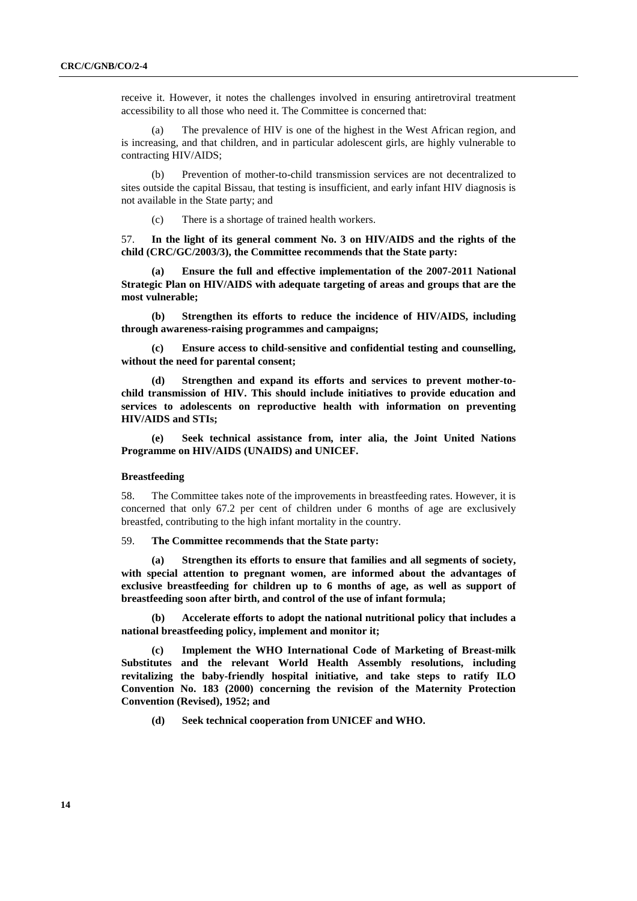receive it. However, it notes the challenges involved in ensuring antiretroviral treatment accessibility to all those who need it. The Committee is concerned that:

(a) The prevalence of HIV is one of the highest in the West African region, and is increasing, and that children, and in particular adolescent girls, are highly vulnerable to contracting HIV/AIDS;

(b) Prevention of mother-to-child transmission services are not decentralized to sites outside the capital Bissau, that testing is insufficient, and early infant HIV diagnosis is not available in the State party; and

(c) There is a shortage of trained health workers.

57. **In the light of its general comment No. 3 on HIV/AIDS and the rights of the child (CRC/GC/2003/3), the Committee recommends that the State party:**

**(a) Ensure the full and effective implementation of the 2007-2011 National Strategic Plan on HIV/AIDS with adequate targeting of areas and groups that are the most vulnerable;**

**(b) Strengthen its efforts to reduce the incidence of HIV/AIDS, including through awareness-raising programmes and campaigns;**

**(c) Ensure access to child-sensitive and confidential testing and counselling, without the need for parental consent;**

**(d) Strengthen and expand its efforts and services to prevent mother-to-child transmission of HIV. This should include initiatives to provide education and services to adolescents on reproductive health with information on preventing HIV/AIDS and STIs;**

**(e) Seek technical assistance from, inter alia, the Joint United Nations Programme on HIV/AIDS (UNAIDS) and UNICEF.**

#### Breastfeeding

58. The Committee takes note of the improvements in breastfeeding rates. However, it is concerned that only 67.2 per cent of children under 6 months of age are exclusively breastfed, contributing to the high infant mortality in the country.

59. **The Committee recommends that the State party:**

**(a) Strengthen its efforts to ensure that families and all segments of society, with special attention to pregnant women, are informed about the advantages of exclusive breastfeeding for children up to 6 months of age, as well as support of breastfeeding soon after birth, and control of the use of infant formula;**

**(b) Accelerate efforts to adopt the national nutritional policy that includes a national breastfeeding policy, implement and monitor it;**

**(c) Implement the WHO International Code of Marketing of Breast-milk Substitutes and the relevant World Health Assembly resolutions, including revitalizing the baby-friendly hospital initiative, and take steps to ratify ILO Convention No. 183 (2000) concerning the revision of the Maternity Protection Convention (Revised), 1952; and**

**(d) Seek technical cooperation from UNICEF and WHO.**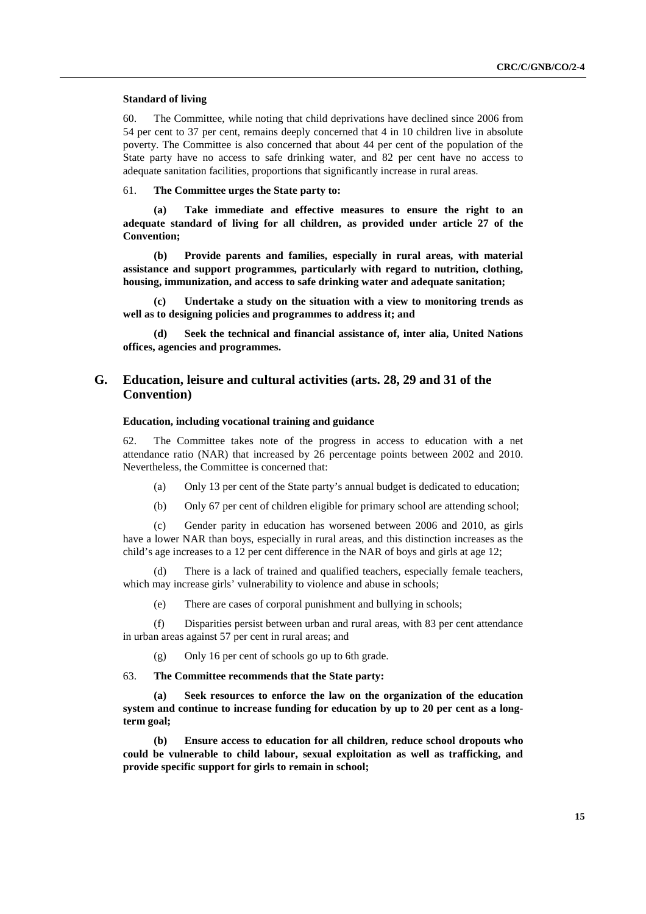#### Standard of living

60. The Committee, while noting that child deprivations have declined since 2006 from 54 per cent to 37 per cent, remains deeply concerned that 4 in 10 children live in absolute poverty. The Committee is also concerned that about 44 per cent of the population of the State party have no access to safe drinking water, and 82 per cent have no access to adequate sanitation facilities, proportions that significantly increase in rural areas.

61. **The Committee urges the State party to:**

**(a) Take immediate and effective measures to ensure the right to an adequate standard of living for all children, as provided under article 27 of the Convention;**

**(b) Provide parents and families, especially in rural areas, with material assistance and support programmes, particularly with regard to nutrition, clothing, housing, immunization, and access to safe drinking water and adequate sanitation;**

**(c) Undertake a study on the situation with a view to monitoring trends as well as to designing policies and programmes to address it; and**

**(d) Seek the technical and financial assistance of, inter alia, United Nations offices, agencies and programmes.**

## G. Education, leisure and cultural activities (arts. 28, 29 and 31 of the Convention)

#### Education, including vocational training and guidance

62. The Committee takes note of the progress in access to education with a net attendance ratio (NAR) that increased by 26 percentage points between 2002 and 2010. Nevertheless, the Committee is concerned that:

(a) Only 13 per cent of the State party's annual budget is dedicated to education;

(b) Only 67 per cent of children eligible for primary school are attending school;

(c) Gender parity in education has worsened between 2006 and 2010, as girls have a lower NAR than boys, especially in rural areas, and this distinction increases as the child's age increases to a 12 per cent difference in the NAR of boys and girls at age 12;

(d) There is a lack of trained and qualified teachers, especially female teachers, which may increase girls' vulnerability to violence and abuse in schools;

(e) There are cases of corporal punishment and bullying in schools;

(f) Disparities persist between urban and rural areas, with 83 per cent attendance in urban areas against 57 per cent in rural areas; and

(g) Only 16 per cent of schools go up to 6th grade.

63. **The Committee recommends that the State party:**

**(a) Seek resources to enforce the law on the organization of the education system and continue to increase funding for education by up to 20 per cent as a long-term goal;**

**(b) Ensure access to education for all children, reduce school dropouts who could be vulnerable to child labour, sexual exploitation as well as trafficking, and provide specific support for girls to remain in school;**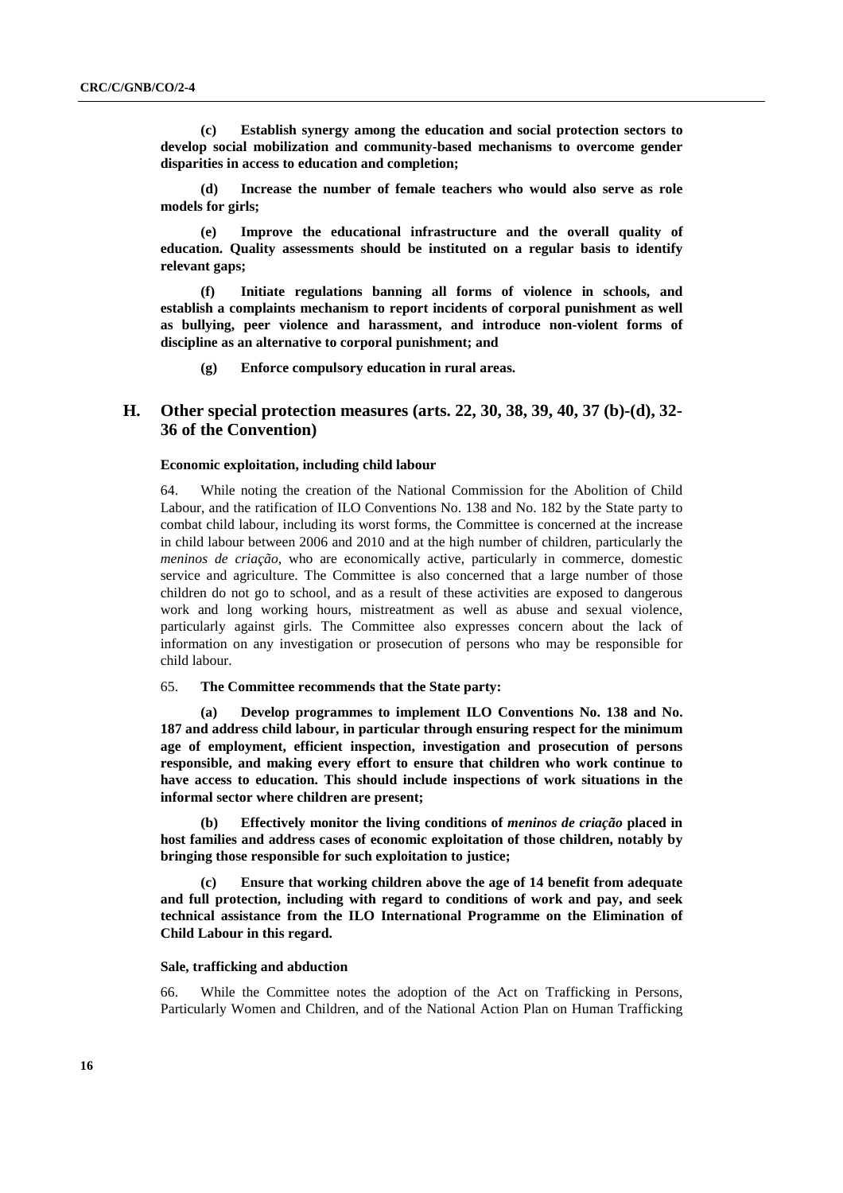**(c) Establish synergy among the education and social protection sectors to develop social mobilization and community-based mechanisms to overcome gender disparities in access to education and completion;**

**(d) Increase the number of female teachers who would also serve as role models for girls;**

**(e) Improve the educational infrastructure and the overall quality of education. Quality assessments should be instituted on a regular basis to identify relevant gaps;**

**(f) Initiate regulations banning all forms of violence in schools, and establish a complaints mechanism to report incidents of corporal punishment as well as bullying, peer violence and harassment, and introduce non-violent forms of discipline as an alternative to corporal punishment; and**

**(g) Enforce compulsory education in rural areas.**

## H. Other special protection measures (arts. 22, 30, 38, 39, 40, 37 (b)-(d), 32-36 of the Convention)

#### Economic exploitation, including child labour

64. While noting the creation of the National Commission for the Abolition of Child Labour, and the ratification of ILO Conventions No. 138 and No. 182 by the State party to combat child labour, including its worst forms, the Committee is concerned at the increase in child labour between 2006 and 2010 and at the high number of children, particularly the *meninos de criação*, who are economically active, particularly in commerce, domestic service and agriculture. The Committee is also concerned that a large number of those children do not go to school, and as a result of these activities are exposed to dangerous work and long working hours, mistreatment as well as abuse and sexual violence, particularly against girls. The Committee also expresses concern about the lack of information on any investigation or prosecution of persons who may be responsible for child labour.

65. **The Committee recommends that the State party:**

**(a) Develop programmes to implement ILO Conventions No. 138 and No. 187 and address child labour, in particular through ensuring respect for the minimum age of employment, efficient inspection, investigation and prosecution of persons responsible, and making every effort to ensure that children who work continue to have access to education. This should include inspections of work situations in the informal sector where children are present;**

**(b) Effectively monitor the living conditions of *meninos de criação* placed in host families and address cases of economic exploitation of those children, notably by bringing those responsible for such exploitation to justice;**

**(c) Ensure that working children above the age of 14 benefit from adequate and full protection, including with regard to conditions of work and pay, and seek technical assistance from the ILO International Programme on the Elimination of Child Labour in this regard.**

#### Sale, trafficking and abduction

66. While the Committee notes the adoption of the Act on Trafficking in Persons, Particularly Women and Children, and of the National Action Plan on Human Trafficking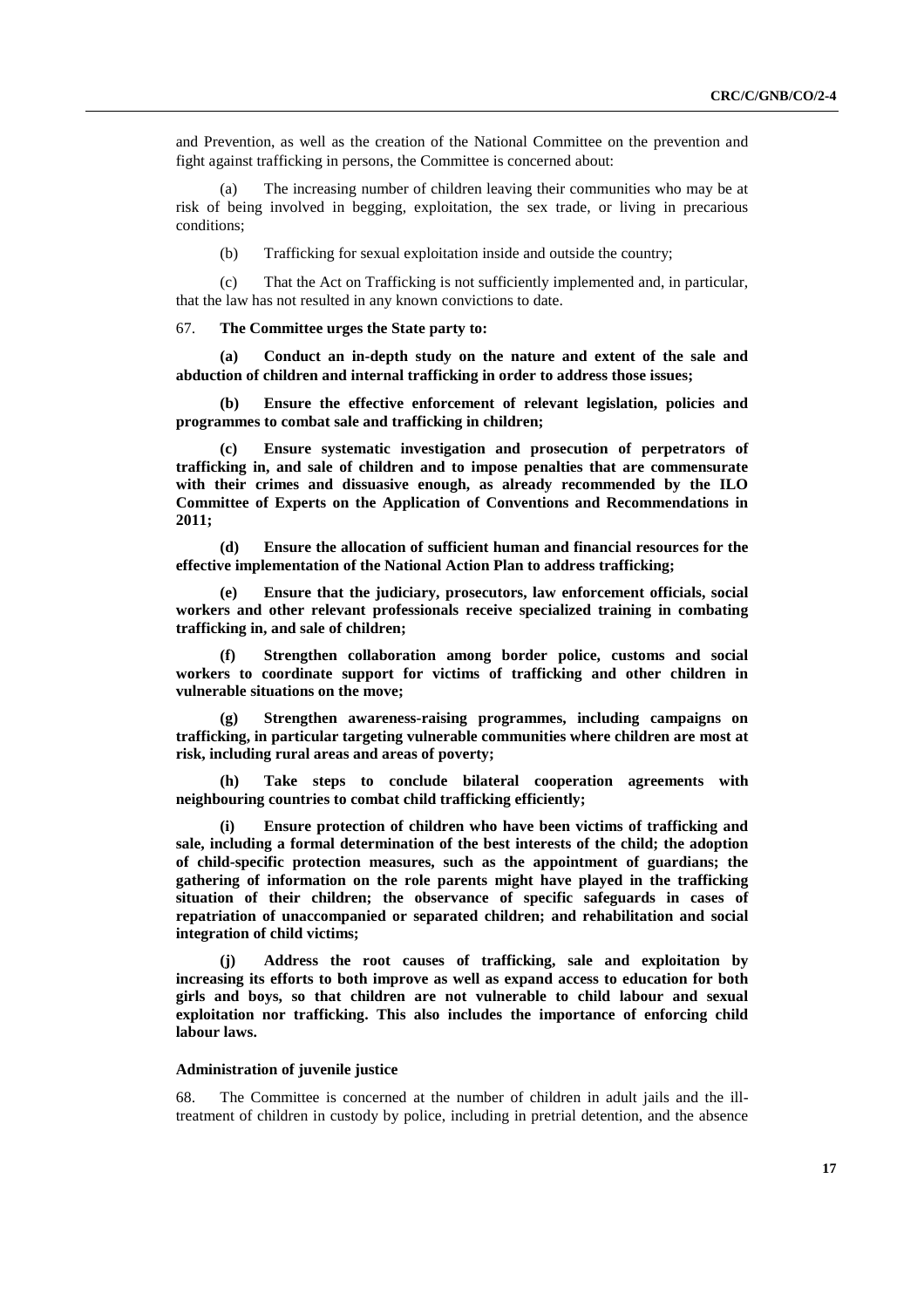and Prevention, as well as the creation of the National Committee on the prevention and fight against trafficking in persons, the Committee is concerned about:

(a) The increasing number of children leaving their communities who may be at risk of being involved in begging, exploitation, the sex trade, or living in precarious conditions;

(b) Trafficking for sexual exploitation inside and outside the country;

(c) That the Act on Trafficking is not sufficiently implemented and, in particular, that the law has not resulted in any known convictions to date.

67. **The Committee urges the State party to:**

**(a) Conduct an in-depth study on the nature and extent of the sale and abduction of children and internal trafficking in order to address those issues;**

**(b) Ensure the effective enforcement of relevant legislation, policies and programmes to combat sale and trafficking in children;**

**(c) Ensure systematic investigation and prosecution of perpetrators of trafficking in, and sale of children and to impose penalties that are commensurate with their crimes and dissuasive enough, as already recommended by the ILO Committee of Experts on the Application of Conventions and Recommendations in 2011;**

**(d) Ensure the allocation of sufficient human and financial resources for the effective implementation of the National Action Plan to address trafficking;**

**(e) Ensure that the judiciary, prosecutors, law enforcement officials, social workers and other relevant professionals receive specialized training in combating trafficking in, and sale of children;**

**(f) Strengthen collaboration among border police, customs and social workers to coordinate support for victims of trafficking and other children in vulnerable situations on the move;**

**(g) Strengthen awareness-raising programmes, including campaigns on trafficking, in particular targeting vulnerable communities where children are most at risk, including rural areas and areas of poverty;**

**(h) Take steps to conclude bilateral cooperation agreements with neighbouring countries to combat child trafficking efficiently;**

**(i) Ensure protection of children who have been victims of trafficking and sale, including a formal determination of the best interests of the child; the adoption of child-specific protection measures, such as the appointment of guardians; the gathering of information on the role parents might have played in the trafficking situation of their children; the observance of specific safeguards in cases of repatriation of unaccompanied or separated children; and rehabilitation and social integration of child victims;**

**(j) Address the root causes of trafficking, sale and exploitation by increasing its efforts to both improve as well as expand access to education for both girls and boys, so that children are not vulnerable to child labour and sexual exploitation nor trafficking. This also includes the importance of enforcing child labour laws.**

#### Administration of juvenile justice

68. The Committee is concerned at the number of children in adult jails and the ill-treatment of children in custody by police, including in pretrial detention, and the absence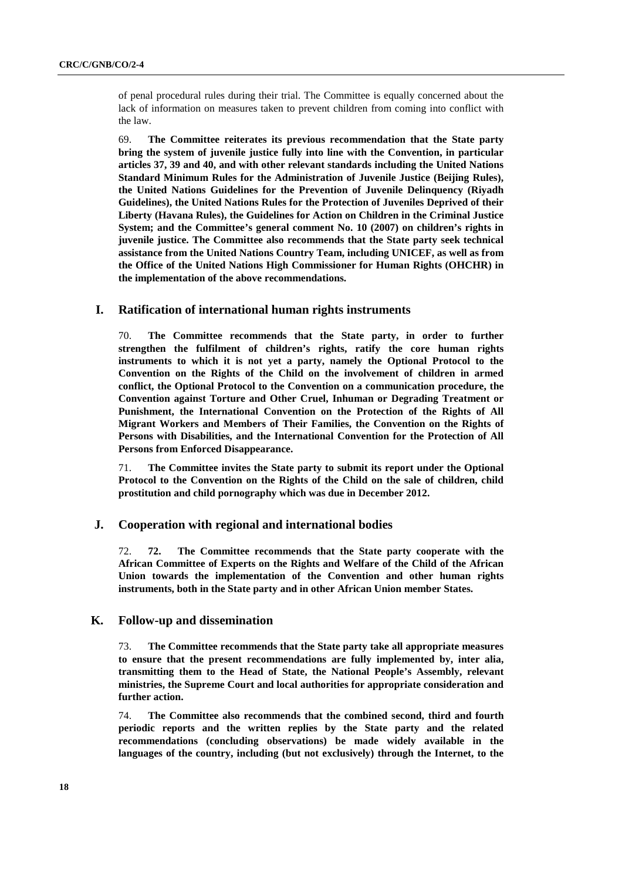of penal procedural rules during their trial. The Committee is equally concerned about the lack of information on measures taken to prevent children from coming into conflict with the law.

69. **The Committee reiterates its previous recommendation that the State party bring the system of juvenile justice fully into line with the Convention, in particular articles 37, 39 and 40, and with other relevant standards including the United Nations Standard Minimum Rules for the Administration of Juvenile Justice (Beijing Rules), the United Nations Guidelines for the Prevention of Juvenile Delinquency (Riyadh Guidelines), the United Nations Rules for the Protection of Juveniles Deprived of their Liberty (Havana Rules), the Guidelines for Action on Children in the Criminal Justice System; and the Committee's general comment No. 10 (2007) on children's rights in juvenile justice. The Committee also recommends that the State party seek technical assistance from the United Nations Country Team, including UNICEF, as well as from the Office of the United Nations High Commissioner for Human Rights (OHCHR) in the implementation of the above recommendations.**

## I. Ratification of international human rights instruments

70. **The Committee recommends that the State party, in order to further strengthen the fulfilment of children's rights, ratify the core human rights instruments to which it is not yet a party, namely the Optional Protocol to the Convention on the Rights of the Child on the involvement of children in armed conflict, the Optional Protocol to the Convention on a communication procedure, the Convention against Torture and Other Cruel, Inhuman or Degrading Treatment or Punishment, the International Convention on the Protection of the Rights of All Migrant Workers and Members of Their Families, the Convention on the Rights of Persons with Disabilities, and the International Convention for the Protection of All Persons from Enforced Disappearance.**

71. **The Committee invites the State party to submit its report under the Optional Protocol to the Convention on the Rights of the Child on the sale of children, child prostitution and child pornography which was due in December 2012.**

## J. Cooperation with regional and international bodies

72. **72. The Committee recommends that the State party cooperate with the African Committee of Experts on the Rights and Welfare of the Child of the African Union towards the implementation of the Convention and other human rights instruments, both in the State party and in other African Union member States.**

## K. Follow-up and dissemination

73. **The Committee recommends that the State party take all appropriate measures to ensure that the present recommendations are fully implemented by, inter alia, transmitting them to the Head of State, the National People's Assembly, relevant ministries, the Supreme Court and local authorities for appropriate consideration and further action.**

74. **The Committee also recommends that the combined second, third and fourth periodic reports and the written replies by the State party and the related recommendations (concluding observations) be made widely available in the languages of the country, including (but not exclusively) through the Internet, to the**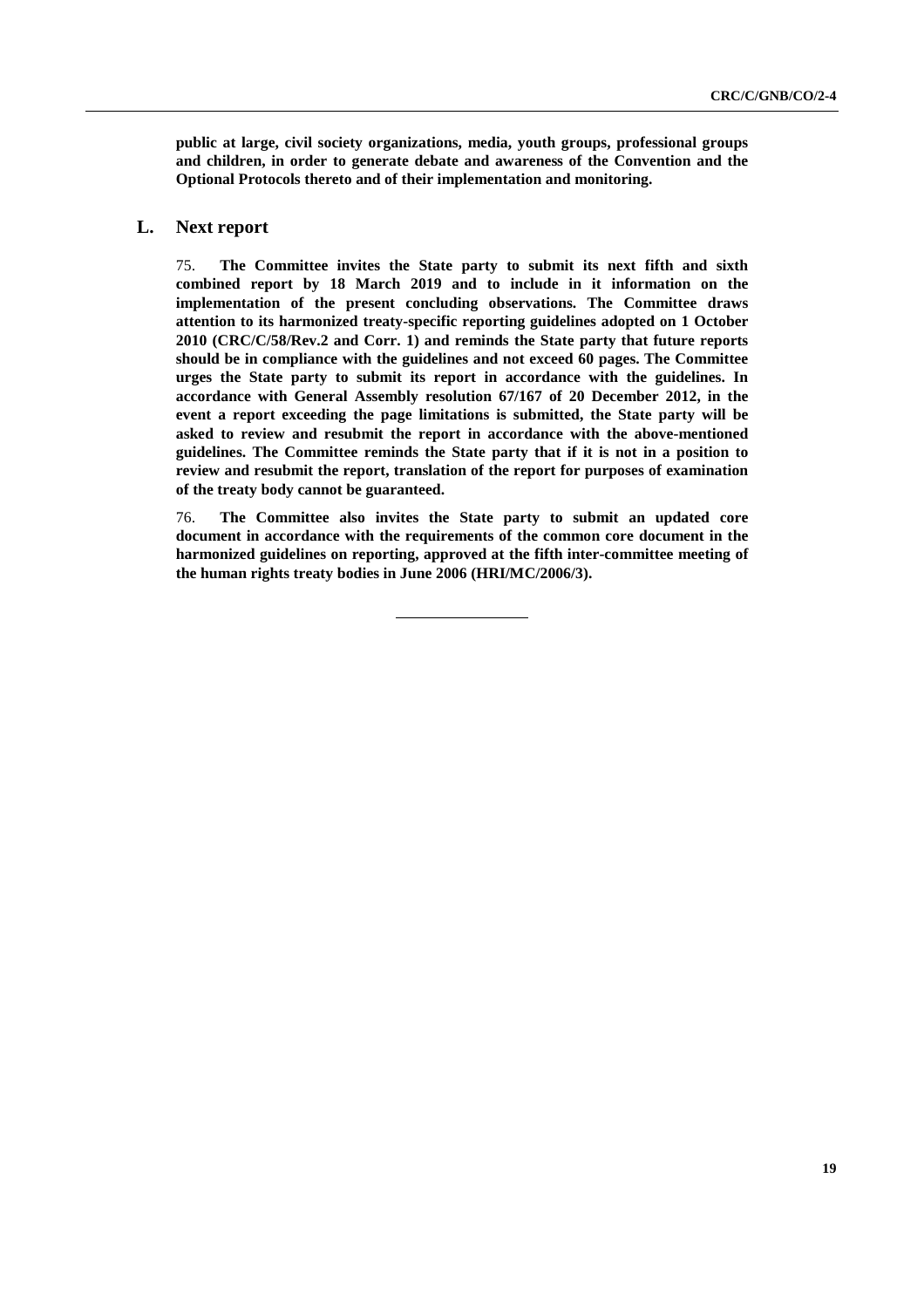**public at large, civil society organizations, media, youth groups, professional groups and children, in order to generate debate and awareness of the Convention and the Optional Protocols thereto and of their implementation and monitoring.**

## L. Next report

75. **The Committee invites the State party to submit its next fifth and sixth combined report by 18 March 2019 and to include in it information on the implementation of the present concluding observations. The Committee draws attention to its harmonized treaty-specific reporting guidelines adopted on 1 October 2010 (CRC/C/58/Rev.2 and Corr. 1) and reminds the State party that future reports should be in compliance with the guidelines and not exceed 60 pages. The Committee urges the State party to submit its report in accordance with the guidelines. In accordance with General Assembly resolution 67/167 of 20 December 2012, in the event a report exceeding the page limitations is submitted, the State party will be asked to review and resubmit the report in accordance with the above-mentioned guidelines. The Committee reminds the State party that if it is not in a position to review and resubmit the report, translation of the report for purposes of examination of the treaty body cannot be guaranteed.**

76. **The Committee also invites the State party to submit an updated core document in accordance with the requirements of the common core document in the harmonized guidelines on reporting, approved at the fifth inter-committee meeting of the human rights treaty bodies in June 2006 (HRI/MC/2006/3).**